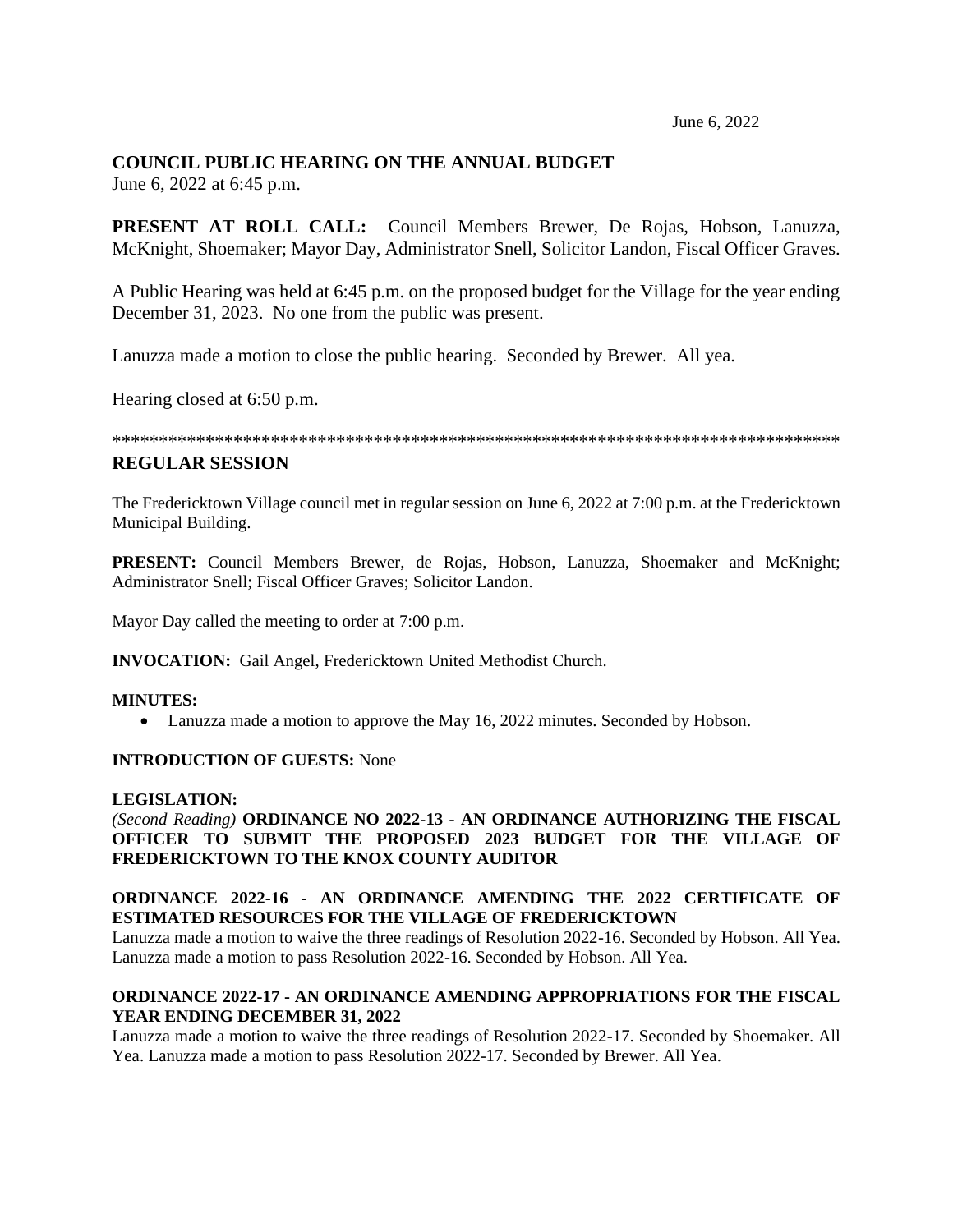June 6, 2022

**COUNCIL PUBLIC HEARING ON THE ANNUAL BUDGET**
June 6, 2022 at 6:45 p.m.

**PRESENT AT ROLL CALL:** Council Members Brewer, De Rojas, Hobson, Lanuzza, McKnight, Shoemaker; Mayor Day, Administrator Snell, Solicitor Landon, Fiscal Officer Graves.

A Public Hearing was held at 6:45 p.m. on the proposed budget for the Village for the year ending December 31, 2023. No one from the public was present.

Lanuzza made a motion to close the public hearing. Seconded by Brewer. All yea.

Hearing closed at 6:50 p.m.

*******************************************************************************

**REGULAR SESSION**

The Fredericktown Village council met in regular session on June 6, 2022 at 7:00 p.m. at the Fredericktown Municipal Building.

**PRESENT:** Council Members Brewer, de Rojas, Hobson, Lanuzza, Shoemaker and McKnight; Administrator Snell; Fiscal Officer Graves; Solicitor Landon.

Mayor Day called the meeting to order at 7:00 p.m.

**INVOCATION:** Gail Angel, Fredericktown United Methodist Church.

**MINUTES:**

- Lanuzza made a motion to approve the May 16, 2022 minutes. Seconded by Hobson.

**INTRODUCTION OF GUESTS:** None

**LEGISLATION:**

*(Second Reading)* **ORDINANCE NO 2022-13 - AN ORDINANCE AUTHORIZING THE FISCAL OFFICER TO SUBMIT THE PROPOSED 2023 BUDGET FOR THE VILLAGE OF FREDERICKTOWN TO THE KNOX COUNTY AUDITOR**

**ORDINANCE 2022-16 - AN ORDINANCE AMENDING THE 2022 CERTIFICATE OF ESTIMATED RESOURCES FOR THE VILLAGE OF FREDERICKTOWN**
Lanuzza made a motion to waive the three readings of Resolution 2022-16. Seconded by Hobson. All Yea. Lanuzza made a motion to pass Resolution 2022-16. Seconded by Hobson. All Yea.

**ORDINANCE 2022-17 - AN ORDINANCE AMENDING APPROPRIATIONS FOR THE FISCAL YEAR ENDING DECEMBER 31, 2022**
Lanuzza made a motion to waive the three readings of Resolution 2022-17. Seconded by Shoemaker. All Yea. Lanuzza made a motion to pass Resolution 2022-17. Seconded by Brewer. All Yea.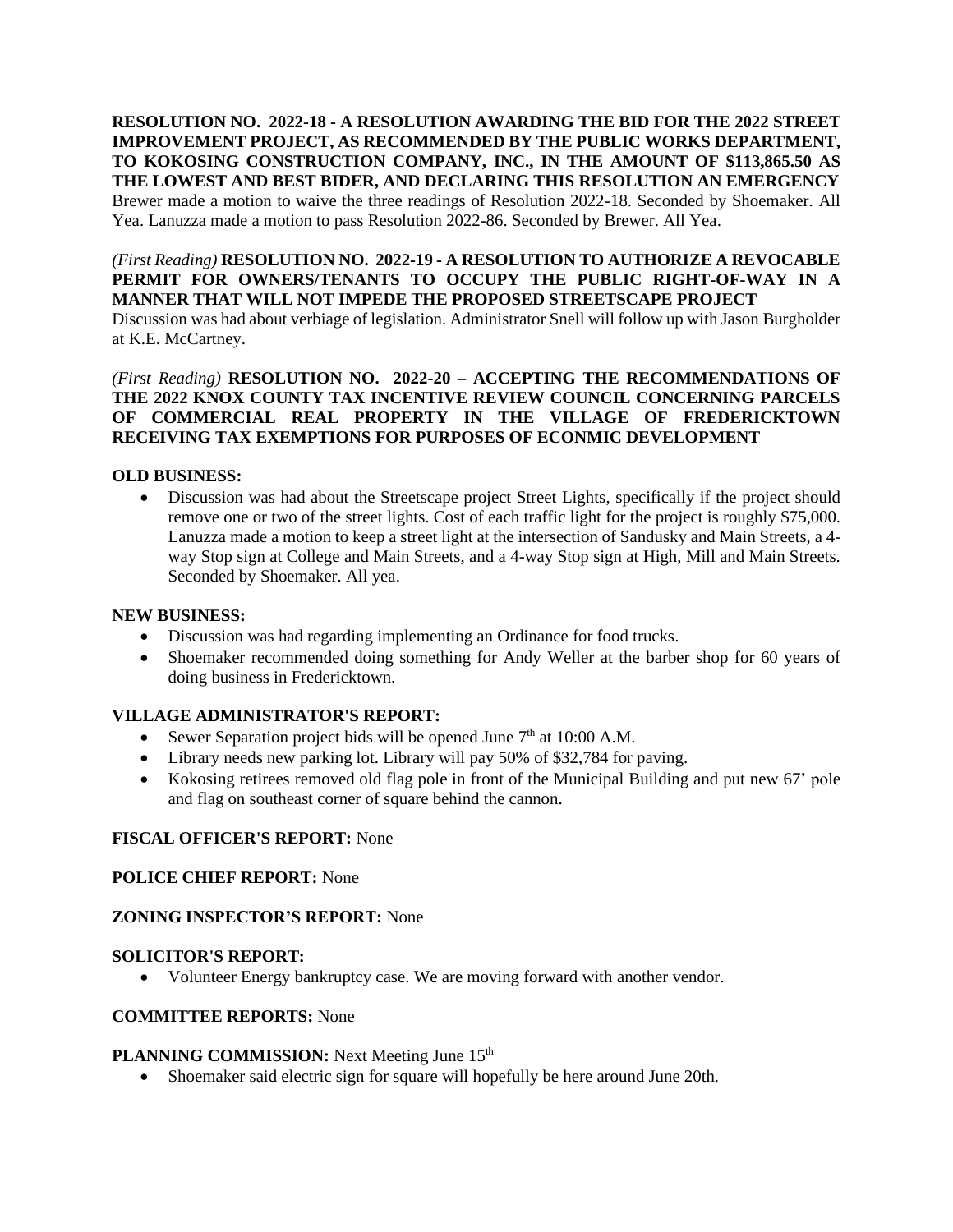**RESOLUTION NO. 2022-18 - A RESOLUTION AWARDING THE BID FOR THE 2022 STREET IMPROVEMENT PROJECT, AS RECOMMENDED BY THE PUBLIC WORKS DEPARTMENT, TO KOKOSING CONSTRUCTION COMPANY, INC., IN THE AMOUNT OF $113,865.50 AS THE LOWEST AND BEST BIDER, AND DECLARING THIS RESOLUTION AN EMERGENCY**
Brewer made a motion to waive the three readings of Resolution 2022-18. Seconded by Shoemaker. All Yea. Lanuzza made a motion to pass Resolution 2022-86. Seconded by Brewer. All Yea.

*(First Reading)* **RESOLUTION NO. 2022-19 - A RESOLUTION TO AUTHORIZE A REVOCABLE PERMIT FOR OWNERS/TENANTS TO OCCUPY THE PUBLIC RIGHT-OF-WAY IN A MANNER THAT WILL NOT IMPEDE THE PROPOSED STREETSCAPE PROJECT**
Discussion was had about verbiage of legislation. Administrator Snell will follow up with Jason Burgholder at K.E. McCartney.

*(First Reading)* **RESOLUTION NO. 2022-20 – ACCEPTING THE RECOMMENDATIONS OF THE 2022 KNOX COUNTY TAX INCENTIVE REVIEW COUNCIL CONCERNING PARCELS OF COMMERCIAL REAL PROPERTY IN THE VILLAGE OF FREDERICKTOWN RECEIVING TAX EXEMPTIONS FOR PURPOSES OF ECONMIC DEVELOPMENT**

**OLD BUSINESS:**

- Discussion was had about the Streetscape project Street Lights, specifically if the project should remove one or two of the street lights. Cost of each traffic light for the project is roughly $75,000. Lanuzza made a motion to keep a street light at the intersection of Sandusky and Main Streets, a 4-way Stop sign at College and Main Streets, and a 4-way Stop sign at High, Mill and Main Streets. Seconded by Shoemaker. All yea.

**NEW BUSINESS:**

- Discussion was had regarding implementing an Ordinance for food trucks.
- Shoemaker recommended doing something for Andy Weller at the barber shop for 60 years of doing business in Fredericktown.

**VILLAGE ADMINISTRATOR'S REPORT:**

- Sewer Separation project bids will be opened June 7th at 10:00 A.M.
- Library needs new parking lot. Library will pay 50% of $32,784 for paving.
- Kokosing retirees removed old flag pole in front of the Municipal Building and put new 67' pole and flag on southeast corner of square behind the cannon.

**FISCAL OFFICER'S REPORT:** None

**POLICE CHIEF REPORT:** None

**ZONING INSPECTOR'S REPORT:** None

**SOLICITOR'S REPORT:**

- Volunteer Energy bankruptcy case. We are moving forward with another vendor.

**COMMITTEE REPORTS:** None

**PLANNING COMMISSION:** Next Meeting June 15th

- Shoemaker said electric sign for square will hopefully be here around June 20th.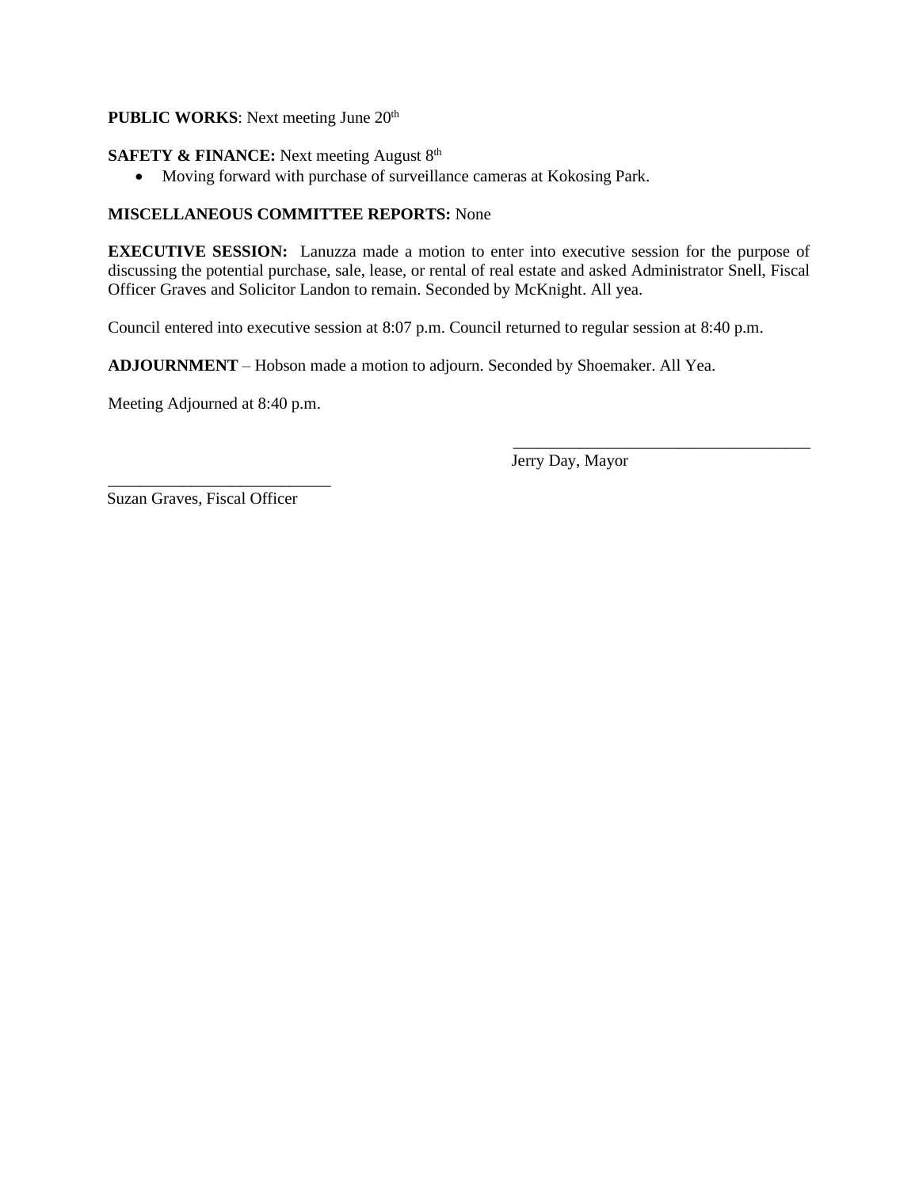**PUBLIC WORKS**: Next meeting June 20th

**SAFETY & FINANCE:** Next meeting August 8th

- Moving forward with purchase of surveillance cameras at Kokosing Park.

**MISCELLANEOUS COMMITTEE REPORTS:** None

**EXECUTIVE SESSION:** Lanuzza made a motion to enter into executive session for the purpose of discussing the potential purchase, sale, lease, or rental of real estate and asked Administrator Snell, Fiscal Officer Graves and Solicitor Landon to remain. Seconded by McKnight. All yea.

Council entered into executive session at 8:07 p.m. Council returned to regular session at 8:40 p.m.

**ADJOURNMENT** – Hobson made a motion to adjourn. Seconded by Shoemaker. All Yea.

Meeting Adjourned at 8:40 p.m.

_____________________________________
Jerry Day, Mayor

___________________________
Suzan Graves, Fiscal Officer